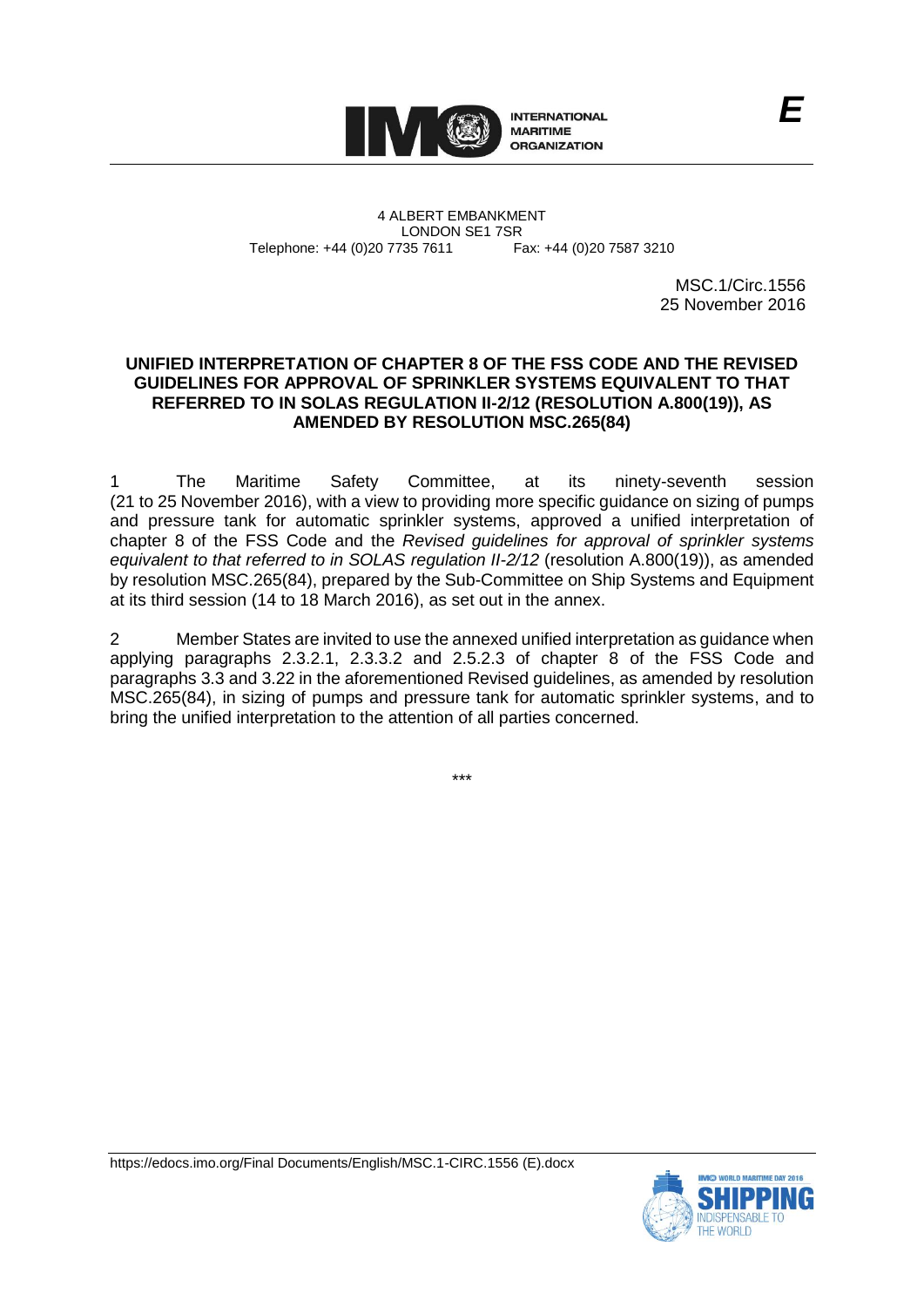E

INTERNATIONAL MARITIME ORGANIZATION

4 ALBERT EMBANKMENT
LONDON SE1 7SR
Telephone: +44 (0)20 7735 7611 Fax: +44 (0)20 7587 3210

MSC.1/Circ.1556
25 November 2016

**UNIFIED INTERPRETATION OF CHAPTER 8 OF THE FSS CODE AND THE REVISED GUIDELINES FOR APPROVAL OF SPRINKLER SYSTEMS EQUIVALENT TO THAT REFERRED TO IN SOLAS REGULATION II-2/12 (RESOLUTION A.800(19)), AS AMENDED BY RESOLUTION MSC.265(84)**

1 The Maritime Safety Committee, at its ninety-seventh session (21 to 25 November 2016), with a view to providing more specific guidance on sizing of pumps and pressure tank for automatic sprinkler systems, approved a unified interpretation of chapter 8 of the FSS Code and the *Revised guidelines for approval of sprinkler systems equivalent to that referred to in SOLAS regulation II-2/12* (resolution A.800(19)), as amended by resolution MSC.265(84), prepared by the Sub-Committee on Ship Systems and Equipment at its third session (14 to 18 March 2016), as set out in the annex.

2 Member States are invited to use the annexed unified interpretation as guidance when applying paragraphs 2.3.2.1, 2.3.3.2 and 2.5.2.3 of chapter 8 of the FSS Code and paragraphs 3.3 and 3.22 in the aforementioned Revised guidelines, as amended by resolution MSC.265(84), in sizing of pumps and pressure tank for automatic sprinkler systems, and to bring the unified interpretation to the attention of all parties concerned.

\*\*\*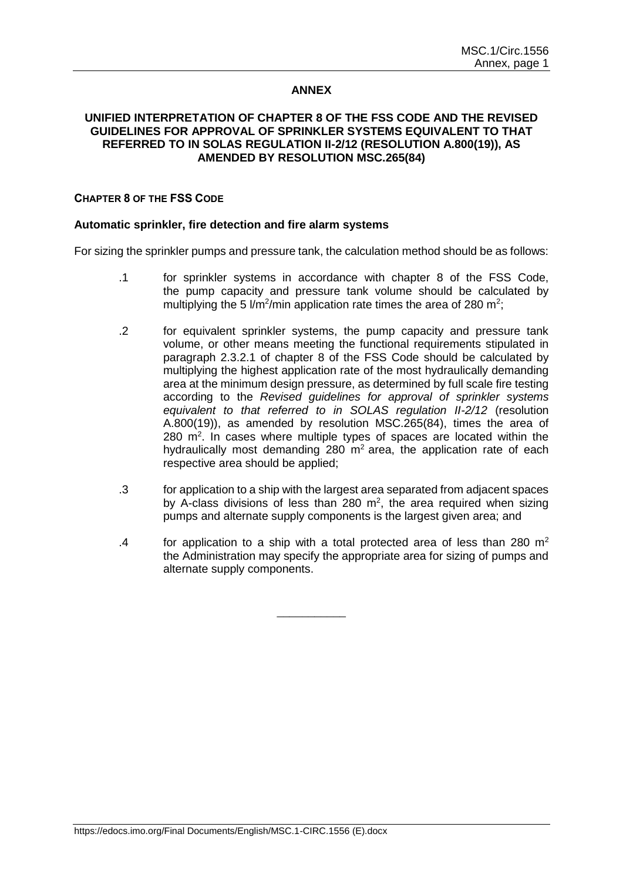## ANNEX

### UNIFIED INTERPRETATION OF CHAPTER 8 OF THE FSS CODE AND THE REVISED GUIDELINES FOR APPROVAL OF SPRINKLER SYSTEMS EQUIVALENT TO THAT REFERRED TO IN SOLAS REGULATION II-2/12 (RESOLUTION A.800(19)), AS AMENDED BY RESOLUTION MSC.265(84)

**CHAPTER 8 OF THE FSS CODE**

**Automatic sprinkler, fire detection and fire alarm systems**

For sizing the sprinkler pumps and pressure tank, the calculation method should be as follows:

.1 for sprinkler systems in accordance with chapter 8 of the FSS Code, the pump capacity and pressure tank volume should be calculated by multiplying the 5 $l/m^2/min$ application rate times the area of 280 $m^2$;

.2 for equivalent sprinkler systems, the pump capacity and pressure tank volume, or other means meeting the functional requirements stipulated in paragraph 2.3.2.1 of chapter 8 of the FSS Code should be calculated by multiplying the highest application rate of the most hydraulically demanding area at the minimum design pressure, as determined by full scale fire testing according to the *Revised guidelines for approval of sprinkler systems equivalent to that referred to in SOLAS regulation II-2/12* (resolution A.800(19)), as amended by resolution MSC.265(84), times the area of 280 $m^2$. In cases where multiple types of spaces are located within the hydraulically most demanding 280 $m^2$ area, the application rate of each respective area should be applied;

.3 for application to a ship with the largest area separated from adjacent spaces by A-class divisions of less than 280 $m^2$, the area required when sizing pumps and alternate supply components is the largest given area; and

.4 for application to a ship with a total protected area of less than 280 $m^2$ the Administration may specify the appropriate area for sizing of pumps and alternate supply components.

___________